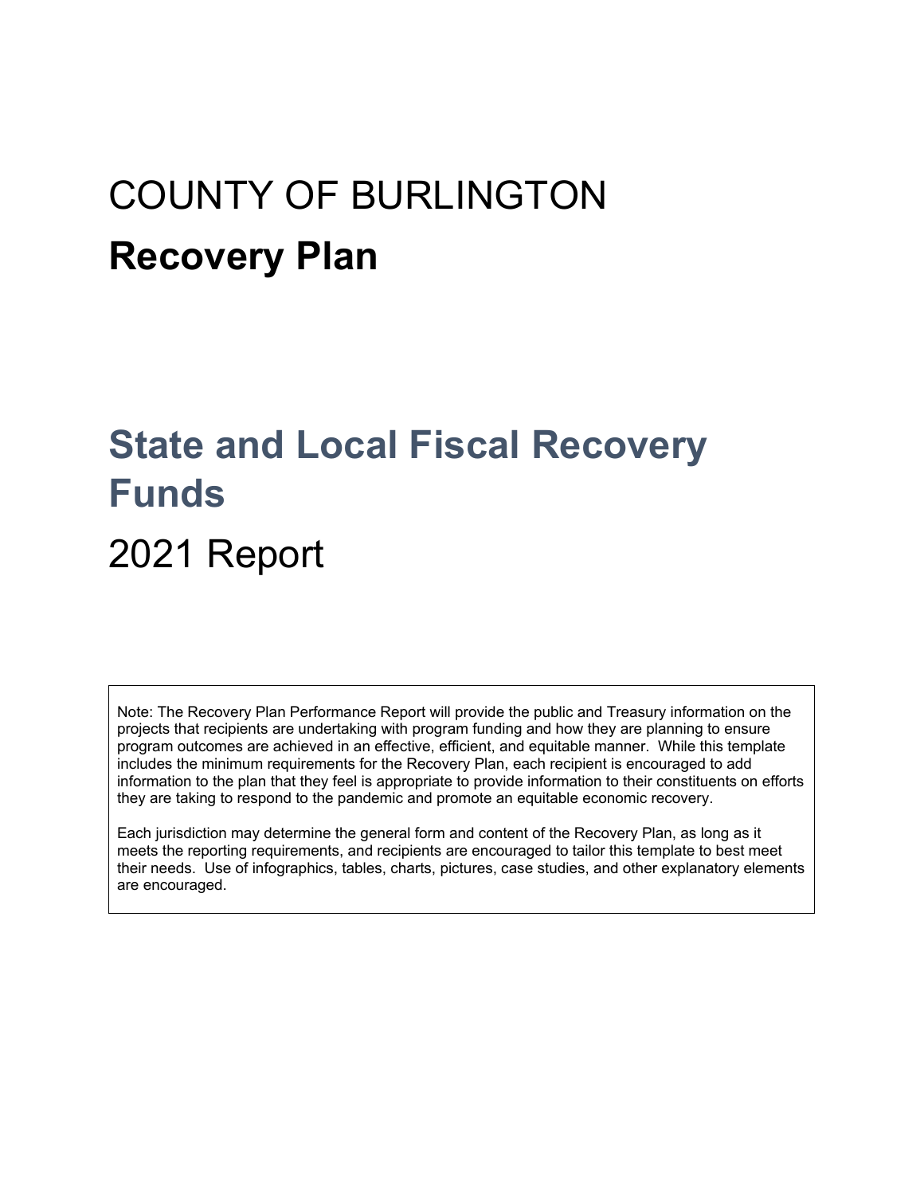# COUNTY OF BURLINGTON

# **Recovery Plan**

## State and Local Fiscal Recovery Funds

## 2021 Report

Note: The Recovery Plan Performance Report will provide the public and Treasury information on the projects that recipients are undertaking with program funding and how they are planning to ensure program outcomes are achieved in an effective, efficient, and equitable manner. While this template includes the minimum requirements for the Recovery Plan, each recipient is encouraged to add information to the plan that they feel is appropriate to provide information to their constituents on efforts they are taking to respond to the pandemic and promote an equitable economic recovery.

Each jurisdiction may determine the general form and content of the Recovery Plan, as long as it meets the reporting requirements, and recipients are encouraged to tailor this template to best meet their needs. Use of infographics, tables, charts, pictures, case studies, and other explanatory elements are encouraged.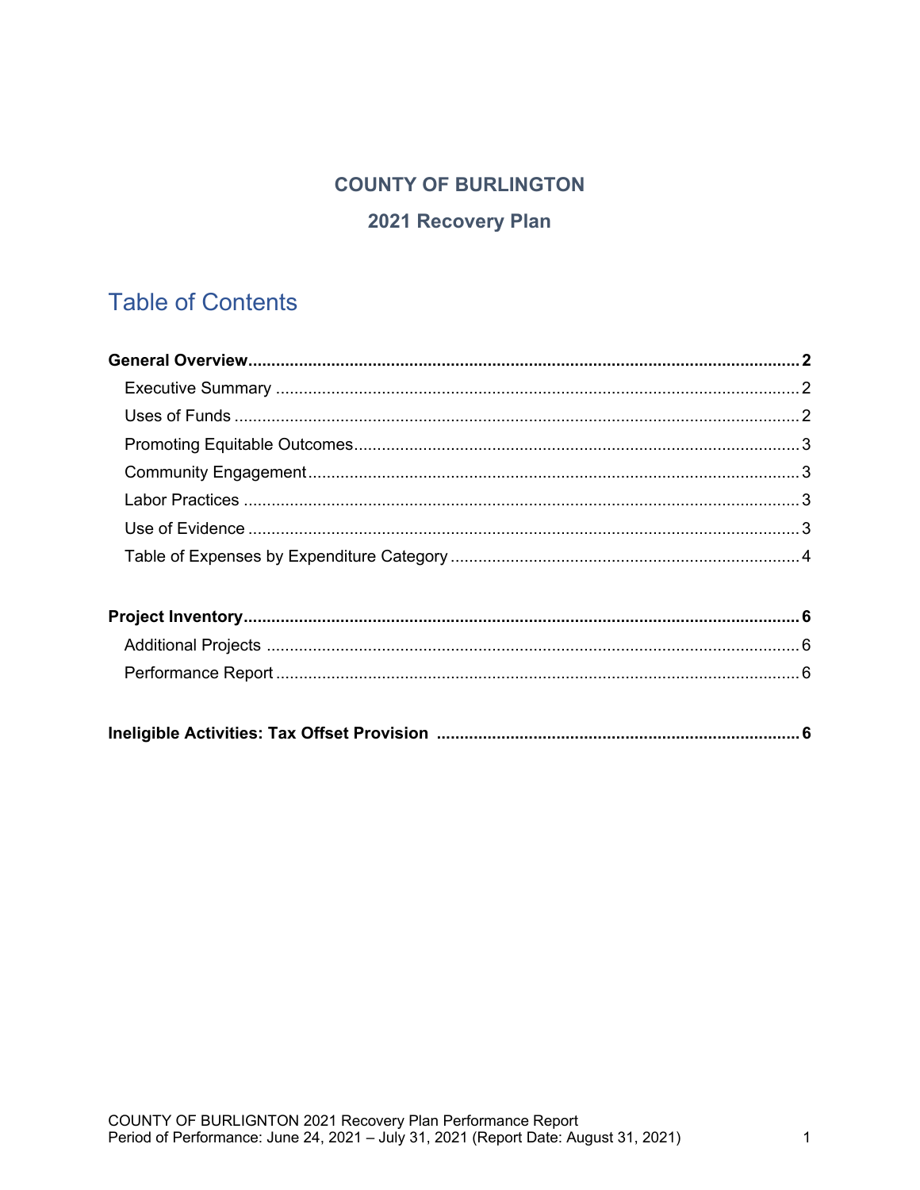**COUNTY OF BURLINGTON**

**2021 Recovery Plan**

# Table of Contents

**General Overview** ........ **2**

- Executive Summary ........ 2
- Uses of Funds ........ 2
- Promoting Equitable Outcomes ........ 3
- Community Engagement ........ 3
- Labor Practices ........ 3
- Use of Evidence ........ 3
- Table of Expenses by Expenditure Category ........ 4

**Project Inventory** ........ **6**

- Additional Projects ........ 6
- Performance Report ........ 6

**Ineligible Activities: Tax Offset Provision** ........ **6**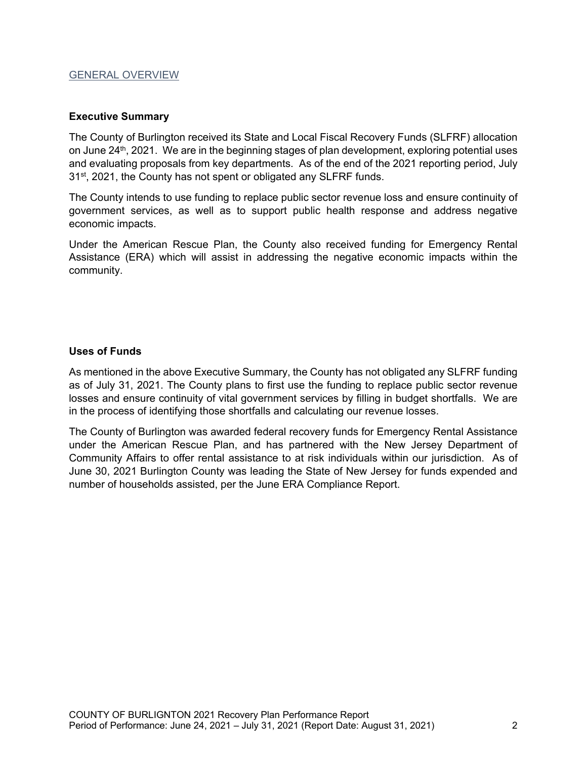## GENERAL OVERVIEW

### Executive Summary

The County of Burlington received its State and Local Fiscal Recovery Funds (SLFRF) allocation on June 24th, 2021. We are in the beginning stages of plan development, exploring potential uses and evaluating proposals from key departments. As of the end of the 2021 reporting period, July 31st, 2021, the County has not spent or obligated any SLFRF funds.

The County intends to use funding to replace public sector revenue loss and ensure continuity of government services, as well as to support public health response and address negative economic impacts.

Under the American Rescue Plan, the County also received funding for Emergency Rental Assistance (ERA) which will assist in addressing the negative economic impacts within the community.

### Uses of Funds

As mentioned in the above Executive Summary, the County has not obligated any SLFRF funding as of July 31, 2021. The County plans to first use the funding to replace public sector revenue losses and ensure continuity of vital government services by filling in budget shortfalls. We are in the process of identifying those shortfalls and calculating our revenue losses.

The County of Burlington was awarded federal recovery funds for Emergency Rental Assistance under the American Rescue Plan, and has partnered with the New Jersey Department of Community Affairs to offer rental assistance to at risk individuals within our jurisdiction. As of June 30, 2021 Burlington County was leading the State of New Jersey for funds expended and number of households assisted, per the June ERA Compliance Report.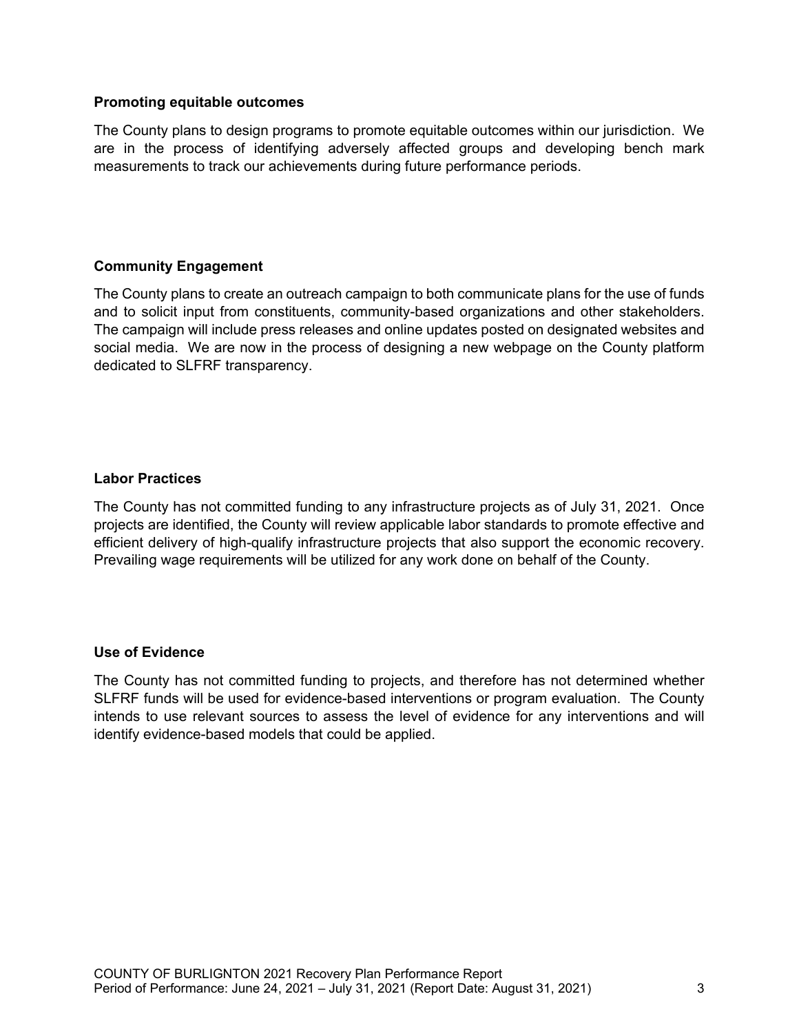**Promoting equitable outcomes**

The County plans to design programs to promote equitable outcomes within our jurisdiction. We are in the process of identifying adversely affected groups and developing bench mark measurements to track our achievements during future performance periods.

**Community Engagement**

The County plans to create an outreach campaign to both communicate plans for the use of funds and to solicit input from constituents, community-based organizations and other stakeholders. The campaign will include press releases and online updates posted on designated websites and social media. We are now in the process of designing a new webpage on the County platform dedicated to SLFRF transparency.

**Labor Practices**

The County has not committed funding to any infrastructure projects as of July 31, 2021. Once projects are identified, the County will review applicable labor standards to promote effective and efficient delivery of high-qualify infrastructure projects that also support the economic recovery. Prevailing wage requirements will be utilized for any work done on behalf of the County.

**Use of Evidence**

The County has not committed funding to projects, and therefore has not determined whether SLFRF funds will be used for evidence-based interventions or program evaluation. The County intends to use relevant sources to assess the level of evidence for any interventions and will identify evidence-based models that could be applied.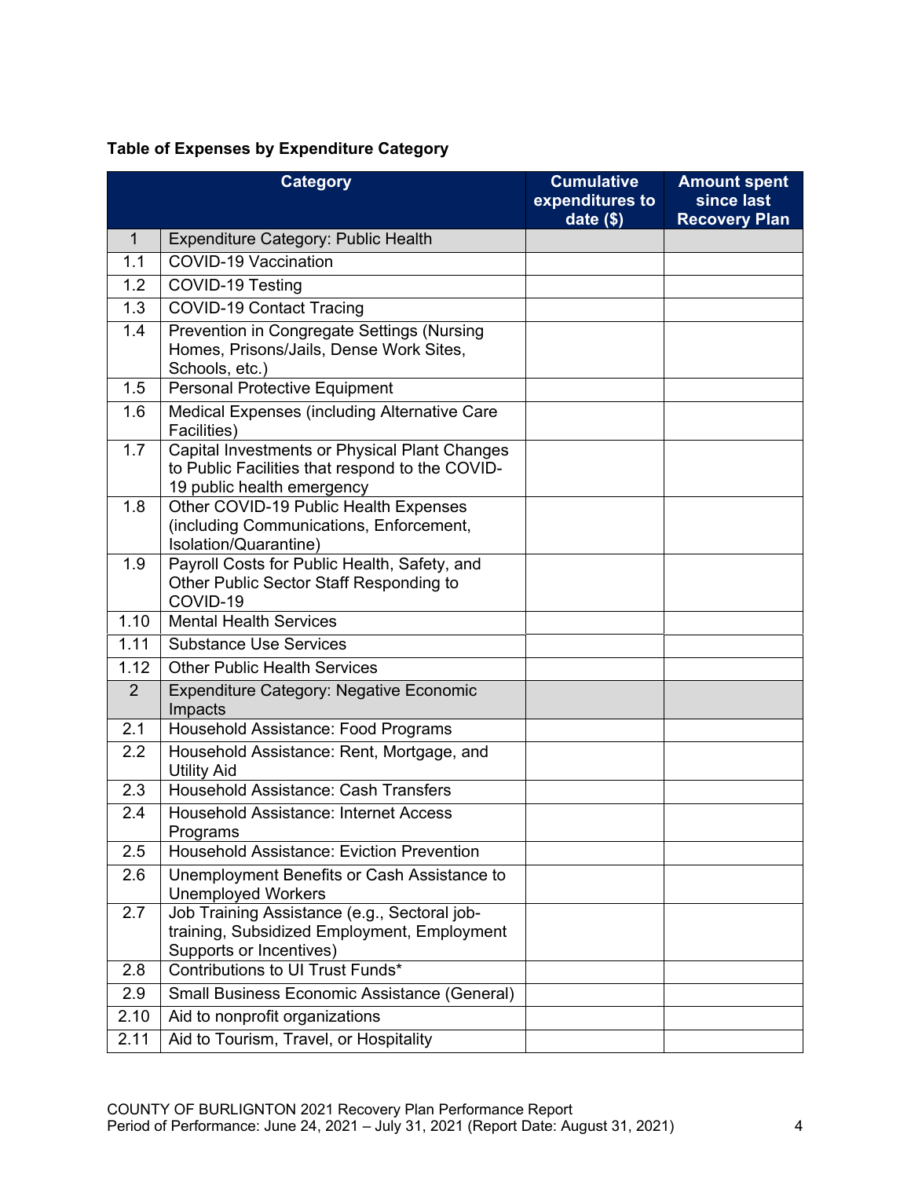**Table of Expenses by Expenditure Category**

| | Category | Cumulative expenditures to date ($) | Amount spent since last Recovery Plan |
|---|---|---|---|
| 1 | Expenditure Category: Public Health | | |
| 1.1 | COVID-19 Vaccination | | |
| 1.2 | COVID-19 Testing | | |
| 1.3 | COVID-19 Contact Tracing | | |
| 1.4 | Prevention in Congregate Settings (Nursing Homes, Prisons/Jails, Dense Work Sites, Schools, etc.) | | |
| 1.5 | Personal Protective Equipment | | |
| 1.6 | Medical Expenses (including Alternative Care Facilities) | | |
| 1.7 | Capital Investments or Physical Plant Changes to Public Facilities that respond to the COVID-19 public health emergency | | |
| 1.8 | Other COVID-19 Public Health Expenses (including Communications, Enforcement, Isolation/Quarantine) | | |
| 1.9 | Payroll Costs for Public Health, Safety, and Other Public Sector Staff Responding to COVID-19 | | |
| 1.10 | Mental Health Services | | |
| 1.11 | Substance Use Services | | |
| 1.12 | Other Public Health Services | | |
| 2 | Expenditure Category: Negative Economic Impacts | | |
| 2.1 | Household Assistance: Food Programs | | |
| 2.2 | Household Assistance: Rent, Mortgage, and Utility Aid | | |
| 2.3 | Household Assistance: Cash Transfers | | |
| 2.4 | Household Assistance: Internet Access Programs | | |
| 2.5 | Household Assistance: Eviction Prevention | | |
| 2.6 | Unemployment Benefits or Cash Assistance to Unemployed Workers | | |
| 2.7 | Job Training Assistance (e.g., Sectoral job-training, Subsidized Employment, Employment Supports or Incentives) | | |
| 2.8 | Contributions to UI Trust Funds* | | |
| 2.9 | Small Business Economic Assistance (General) | | |
| 2.10 | Aid to nonprofit organizations | | |
| 2.11 | Aid to Tourism, Travel, or Hospitality | | |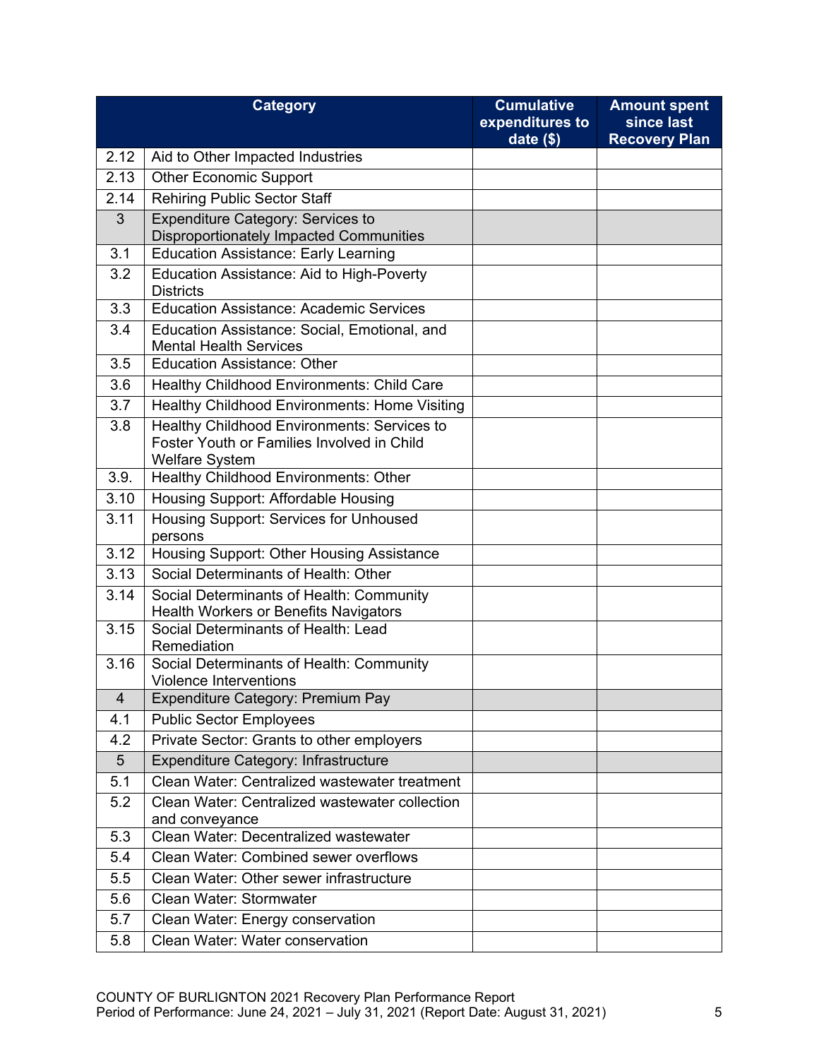| | Category | Cumulative expenditures to date ($) | Amount spent since last Recovery Plan |
|---|---|---|---|
| 2.12 | Aid to Other Impacted Industries | | |
| 2.13 | Other Economic Support | | |
| 2.14 | Rehiring Public Sector Staff | | |
| 3 | Expenditure Category: Services to Disproportionately Impacted Communities | | |
| 3.1 | Education Assistance: Early Learning | | |
| 3.2 | Education Assistance: Aid to High-Poverty Districts | | |
| 3.3 | Education Assistance: Academic Services | | |
| 3.4 | Education Assistance: Social, Emotional, and Mental Health Services | | |
| 3.5 | Education Assistance: Other | | |
| 3.6 | Healthy Childhood Environments: Child Care | | |
| 3.7 | Healthy Childhood Environments: Home Visiting | | |
| 3.8 | Healthy Childhood Environments: Services to Foster Youth or Families Involved in Child Welfare System | | |
| 3.9. | Healthy Childhood Environments: Other | | |
| 3.10 | Housing Support: Affordable Housing | | |
| 3.11 | Housing Support: Services for Unhoused persons | | |
| 3.12 | Housing Support: Other Housing Assistance | | |
| 3.13 | Social Determinants of Health: Other | | |
| 3.14 | Social Determinants of Health: Community Health Workers or Benefits Navigators | | |
| 3.15 | Social Determinants of Health: Lead Remediation | | |
| 3.16 | Social Determinants of Health: Community Violence Interventions | | |
| 4 | Expenditure Category: Premium Pay | | |
| 4.1 | Public Sector Employees | | |
| 4.2 | Private Sector: Grants to other employers | | |
| 5 | Expenditure Category: Infrastructure | | |
| 5.1 | Clean Water: Centralized wastewater treatment | | |
| 5.2 | Clean Water: Centralized wastewater collection and conveyance | | |
| 5.3 | Clean Water: Decentralized wastewater | | |
| 5.4 | Clean Water: Combined sewer overflows | | |
| 5.5 | Clean Water: Other sewer infrastructure | | |
| 5.6 | Clean Water: Stormwater | | |
| 5.7 | Clean Water: Energy conservation | | |
| 5.8 | Clean Water: Water conservation | | |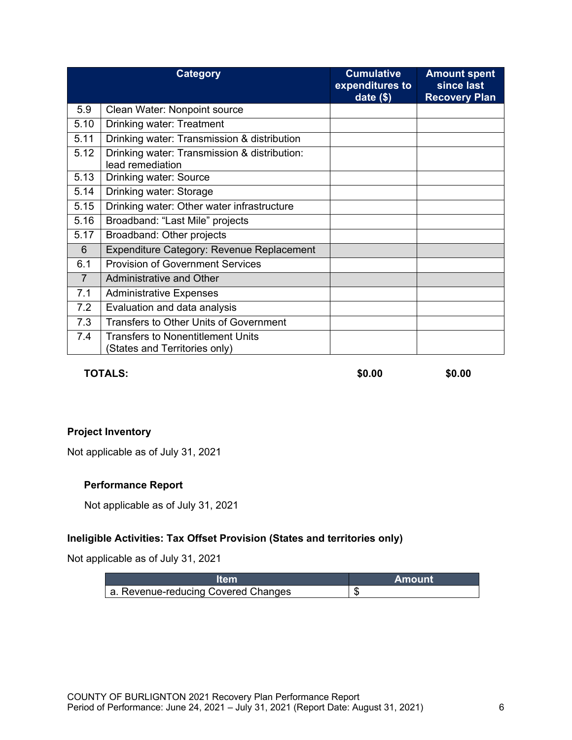| | Category | Cumulative expenditures to date ($) | Amount spent since last Recovery Plan |
|---|---|---|---|
| 5.9 | Clean Water: Nonpoint source | | |
| 5.10 | Drinking water: Treatment | | |
| 5.11 | Drinking water: Transmission & distribution | | |
| 5.12 | Drinking water: Transmission & distribution: lead remediation | | |
| 5.13 | Drinking water: Source | | |
| 5.14 | Drinking water: Storage | | |
| 5.15 | Drinking water: Other water infrastructure | | |
| 5.16 | Broadband: "Last Mile" projects | | |
| 5.17 | Broadband: Other projects | | |
| 6 | Expenditure Category: Revenue Replacement | | |
| 6.1 | Provision of Government Services | | |
| 7 | Administrative and Other | | |
| 7.1 | Administrative Expenses | | |
| 7.2 | Evaluation and data analysis | | |
| 7.3 | Transfers to Other Units of Government | | |
| 7.4 | Transfers to Nonentitlement Units (States and Territories only) | | |
| | **TOTALS:** | **$0.00** | **$0.00** |

**Project Inventory**

Not applicable as of July 31, 2021

**Performance Report**

Not applicable as of July 31, 2021

**Ineligible Activities: Tax Offset Provision (States and territories only)**

Not applicable as of July 31, 2021

| Item | Amount |
|---|---|
| a. Revenue-reducing Covered Changes | $ |